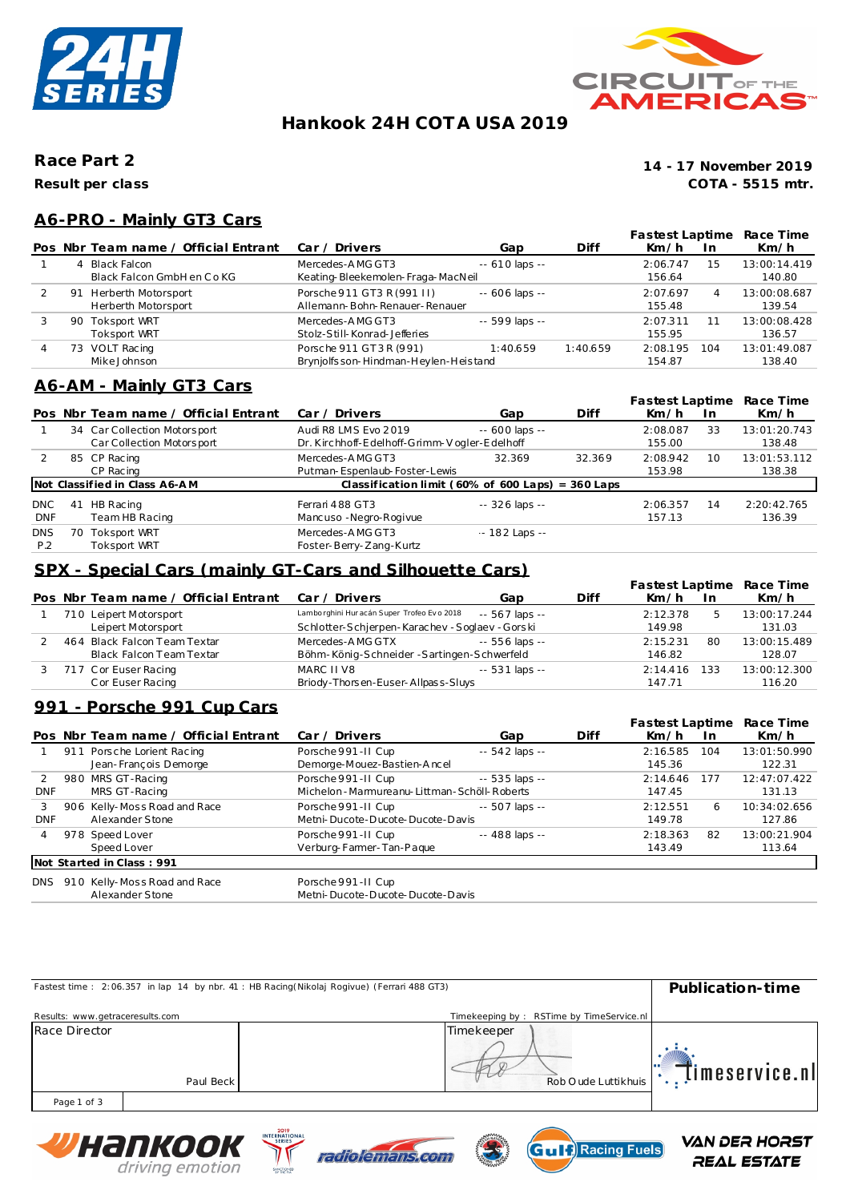# Hankook 24H COTA USA 2019

**Race Part 2**

**Result per class**

**14 - 17 November 2019**

**COTA - 5515 mtr.**

## A6-PRO - Mainly GT3 Cars

| Pos | Nbr | Team name / Official Entrant | Car / Drivers | Gap | Diff | Fastest Laptime Km/h | In | Race Time Km/h |
|---|---|---|---|---|---|---|---|---|
| 1 | 4 | Black Falcon<br>Black Falcon GmbH en Co KG | Mercedes-AMG GT3<br>Keating-Bleekemolen-Fraga-MacNeil | -- 610 laps -- | | 2:06.747<br>156.64 | 15 | 13:00:14.419<br>140.80 |
| 2 | 91 | Herberth Motorsport<br>Herberth Motorsport | Porsche 911 GT3 R (991 II)<br>Allemann-Bohn-Renauer-Renauer | -- 606 laps -- | | 2:07.697<br>155.48 | 4 | 13:00:08.687<br>139.54 |
| 3 | 90 | Toksport WRT<br>Toksport WRT | Mercedes-AMG GT3<br>Stolz-Still-Konrad-Jefferies | -- 599 laps -- | | 2:07.311<br>155.95 | 11 | 13:00:08.428<br>136.57 |
| 4 | 73 | VOLT Racing<br>Mike Johnson | Porsche 911 GT3 R (991)<br>Brynjolfsson-Hindman-Heylen-Heistand | 1:40.659 | 1:40.659 | 2:08.195<br>154.87 | 104 | 13:01:49.087<br>138.40 |

## A6-AM - Mainly GT3 Cars

| Pos | Nbr | Team name / Official Entrant | Car / Drivers | Gap | Diff | Fastest Laptime Km/h | In | Race Time Km/h |
|---|---|---|---|---|---|---|---|---|
| 1 | 34 | Car Collection Motorsport<br>Car Collection Motorsport | Audi R8 LMS Evo 2019<br>Dr. Kirchhoff-Edelhoff-Grimm-Vogler-Edelhoff | -- 600 laps -- | | 2:08.087<br>155.00 | 33 | 13:01:20.743<br>138.48 |
| 2 | 85 | CP Racing<br>CP Racing | Mercedes-AMG GT3<br>Putman-Espenlaub-Foster-Lewis | 32.369 | 32.369 | 2:08.942<br>153.98 | 10 | 13:01:53.112<br>138.38 |
| **Not Classified in Class A6-AM** | | | **Classification limit ( 60% of 600 Laps) = 360 Laps** | | | | | |
| DNC<br>DNF | 41 | HB Racing<br>Team HB Racing | Ferrari 488 GT3<br>Mancuso-Negro-Rogivue | -- 326 laps -- | | 2:06.357<br>157.13 | 14 | 2:20:42.765<br>136.39 |
| DNS<br>P.2 | 70 | Toksport WRT<br>Toksport WRT | Mercedes-AMG GT3<br>Foster-Berry-Zang-Kurtz | -- 182 Laps -- | | | | |

## SPX - Special Cars (mainly GT-Cars and Silhouette Cars)

| Pos | Nbr | Team name / Official Entrant | Car / Drivers | Gap | Diff | Fastest Laptime Km/h | In | Race Time Km/h |
|---|---|---|---|---|---|---|---|---|
| 1 | 710 | Leipert Motorsport<br>Leipert Motorsport | Lamborghini Huracán Super Trofeo Evo 2018<br>Schlotter-Schjerpen-Karachev-Soglaev-Gorski | -- 567 laps -- | | 2:12.378<br>149.98 | 5 | 13:00:17.244<br>131.03 |
| 2 | 464 | Black Falcon Team Textar<br>Black Falcon Team Textar | Mercedes-AMG GTX<br>Böhm-König-Schneider-Sartingen-Schwerfeld | -- 556 laps -- | | 2:15.231<br>146.82 | 80 | 13:00:15.489<br>128.07 |
| 3 | 717 | Cor Euser Racing<br>Cor Euser Racing | MARC II V8<br>Briody-Thorsen-Euser-Allpass-Sluys | -- 531 laps -- | | 2:14.416<br>147.71 | 133 | 13:00:12.300<br>116.20 |

## 991 - Porsche 991 Cup Cars

| Pos | Nbr | Team name / Official Entrant | Car / Drivers | Gap | Diff | Fastest Laptime Km/h | In | Race Time Km/h |
|---|---|---|---|---|---|---|---|---|
| 1 | 911 | Porsche Lorient Racing<br>Jean-François Demorge | Porsche 991-II Cup<br>Demorge-Mouez-Bastien-Ancel | -- 542 laps -- | | 2:16.585<br>145.36 | 104 | 13:01:50.990<br>122.31 |
| 2<br>DNF | 980 | MRS GT-Racing<br>MRS GT-Racing | Porsche 991-II Cup<br>Michelon-Marmureanu-Littman-Schöll-Roberts | -- 535 laps -- | | 2:14.646<br>147.45 | 177 | 12:47:07.422<br>131.13 |
| 3<br>DNF | 906 | Kelly-Moss Road and Race<br>Alexander Stone | Porsche 991-II Cup<br>Metni-Ducote-Ducote-Ducote-Davis | -- 507 laps -- | | 2:12.551<br>149.78 | 6 | 10:34:02.656<br>127.86 |
| 4 | 978 | Speed Lover<br>Speed Lover | Porsche 991-II Cup<br>Verburg-Farmer-Tan-Paque | -- 488 laps -- | | 2:18.363<br>143.49 | 82 | 13:00:21.904<br>113.64 |
| **Not Started in Class : 991** | | | | | | | | |
| DNS | 910 | Kelly-Moss Road and Race<br>Alexander Stone | Porsche 991-II Cup<br>Metni-Ducote-Ducote-Ducote-Davis | | | | | |

Fastest time : 2:06.357 in lap 14 by nbr. 41 : HB Racing(Nikolaj Rogivue) (Ferrari 488 GT3)

**Publication-time**

Results: www.getraceresults.com

Timekeeping by : RSTime by TimeService.nl

Race Director: Paul Beck

Timekeeper: Rob Oude Luttikhuis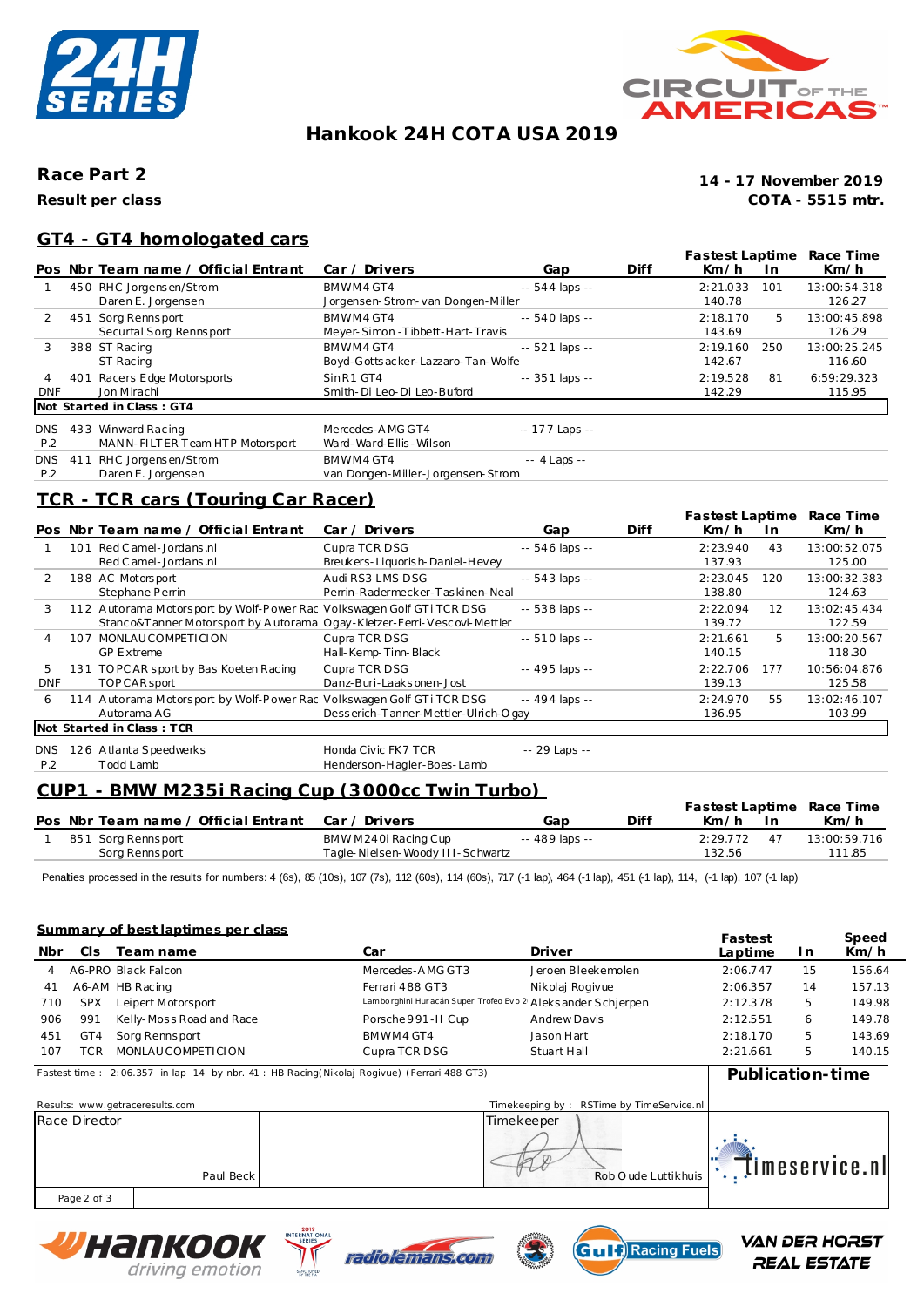# Hankook 24H COTA USA 2019

## Race Part 2

**Result per class**

**14 - 17 November 2019**
**COTA - 5515 mtr.**

## GT4 - GT4 homologated cars

| Pos | Nbr | Team name / Official Entrant | Car / Drivers | Gap | Diff | Fastest Laptime Km/h | In | Race Time Km/h |
|---|---|---|---|---|---|---|---|---|
| 1 | 450 | RHC Jorgensen/Strom<br>Daren E. Jorgensen | BMW M4 GT4<br>Jorgensen-Strom-van Dongen-Miller | -- 544 laps -- | | 2:21.033<br>140.78 | 101 | 13:00:54.318<br>126.27 |
| 2 | 451 | Sorg Rennsport<br>Securtal Sorg Rennsport | BMW M4 GT4<br>Meyer-Simon-Tibbett-Hart-Travis | -- 540 laps -- | | 2:18.170<br>143.69 | 5 | 13:00:45.898<br>126.29 |
| 3 | 388 | ST Racing<br>ST Racing | BMW M4 GT4<br>Boyd-Gottsacker-Lazzaro-Tan-Wolfe | -- 521 laps -- | | 2:19.160<br>142.67 | 250 | 13:00:25.245<br>116.60 |
| 4<br>DNF | 401 | Racers Edge Motorsports<br>Jon Mirachi | SinR1 GT4<br>Smith-Di Leo-Di Leo-Buford | -- 351 laps -- | | 2:19.528<br>142.29 | 81 | 6:59:29.323<br>115.95 |
| **Not Started in Class : GT4** | | | | | | | | |
| DNS<br>P.2 | 433 | Winward Racing<br>MANN-FILTER Team HTP Motorsport | Mercedes-AMG GT4<br>Ward-Ward-Ellis-Wilson | -- 177 Laps -- | | | | |
| DNS<br>P.2 | 411 | RHC Jorgensen/Strom<br>Daren E. Jorgensen | BMW M4 GT4<br>van Dongen-Miller-Jorgensen-Strom | -- 4 Laps -- | | | | |

## TCR - TCR cars (Touring Car Racer)

| Pos | Nbr | Team name / Official Entrant | Car / Drivers | Gap | Diff | Fastest Laptime Km/h | In | Race Time Km/h |
|---|---|---|---|---|---|---|---|---|
| 1 | 101 | Red Camel-Jordans.nl<br>Red Camel-Jordans.nl | Cupra TCR DSG<br>Breukers-Liquorish-Daniel-Hevey | -- 546 laps -- | | 2:23.940<br>137.93 | 43 | 13:00:52.075<br>125.00 |
| 2 | 188 | AC Motorsport<br>Stephane Perrin | Audi RS3 LMS DSG<br>Perrin-Radermecker-Taskinen-Neal | -- 543 laps -- | | 2:23.045<br>138.80 | 120 | 13:00:32.383<br>124.63 |
| 3 | 112 | Autorama Motorsport by Wolf-Power Rac<br>Stanco&Tanner Motorsport by Autorama | Volkswagen Golf GTi TCR DSG<br>Ogay-Kletzer-Ferri-Vescovi-Mettler | -- 538 laps -- | | 2:22.094<br>139.72 | 12 | 13:02:45.434<br>122.59 |
| 4 | 107 | MONLAU COMPETICION<br>GP Extreme | Cupra TCR DSG<br>Hall-Kemp-Tinn-Black | -- 510 laps -- | | 2:21.661<br>140.15 | 5 | 13:00:20.567<br>118.30 |
| 5<br>DNF | 131 | TOPCAR sport by Bas Koeten Racing<br>TOPCAR sport | Cupra TCR DSG<br>Danz-Buri-Laaksonen-Jost | -- 495 laps -- | | 2:22.706<br>139.13 | 177 | 10:56:04.876<br>125.58 |
| 6 | 114 | Autorama Motorsport by Wolf-Power Rac<br>Autorama AG | Volkswagen Golf GTi TCR DSG<br>Desserich-Tanner-Mettler-Ulrich-Ogay | -- 494 laps -- | | 2:24.970<br>136.95 | 55 | 13:02:46.107<br>103.99 |
| **Not Started in Class : TCR** | | | | | | | | |
| DNS<br>P.2 | 126 | Atlanta Speedwerks<br>Todd Lamb | Honda Civic FK7 TCR<br>Henderson-Hagler-Boes-Lamb | -- 29 Laps -- | | | | |

## CUP1 - BMW M235i Racing Cup (3000cc Twin Turbo)

| Pos | Nbr | Team name / Official Entrant | Car / Drivers | Gap | Diff | Fastest Laptime Km/h | In | Race Time Km/h |
|---|---|---|---|---|---|---|---|---|
| 1 | 851 | Sorg Rennsport<br>Sorg Rennsport | BMW M240i Racing Cup<br>Tagle-Nielsen-Woody III-Schwartz | -- 489 laps -- | | 2:29.772<br>132.56 | 47 | 13:00:59.716<br>111.85 |

Penalties processed in the results for numbers: 4 (6s), 85 (10s), 107 (7s), 112 (60s), 114 (60s), 717 (-1 lap), 464 (-1 lap), 451 (-1 lap), 114, (-1 lap), 107 (-1 lap)

### Summary of best laptimes per class

| Nbr | Cls | Team name | Car | Driver | Fastest Laptime | In | Speed Km/h |
|---|---|---|---|---|---|---|---|
| 4 | A6-PRO | Black Falcon | Mercedes-AMG GT3 | Jeroen Bleekemolen | 2:06.747 | 15 | 156.64 |
| 41 | A6-AM | HB Racing | Ferrari 488 GT3 | Nikolaj Rogivue | 2:06.357 | 14 | 157.13 |
| 710 | SPX | Leipert Motorsport | Lamborghini Huracán Super Trofeo Evo 2 | Aleksander Schjerpen | 2:12.378 | 5 | 149.98 |
| 906 | 991 | Kelly-Moss Road and Race | Porsche 991-II Cup | Andrew Davis | 2:12.551 | 6 | 149.78 |
| 451 | GT4 | Sorg Rennsport | BMW M4 GT4 | Jason Hart | 2:18.170 | 5 | 143.69 |
| 107 | TCR | MONLAU COMPETICION | Cupra TCR DSG | Stuart Hall | 2:21.661 | 5 | 140.15 |

Fastest time : 2:06.357 in lap 14 by nbr. 41 : HB Racing(Nikolaj Rogivue) (Ferrari 488 GT3)

**Publication-time**

Results: www.getraceresults.com

Timekeeping by : RSTime by TimeService.nl

| Race Director | Timekeeper |
|---|---|
| Paul Beck | Rob Oude Luttikhuis |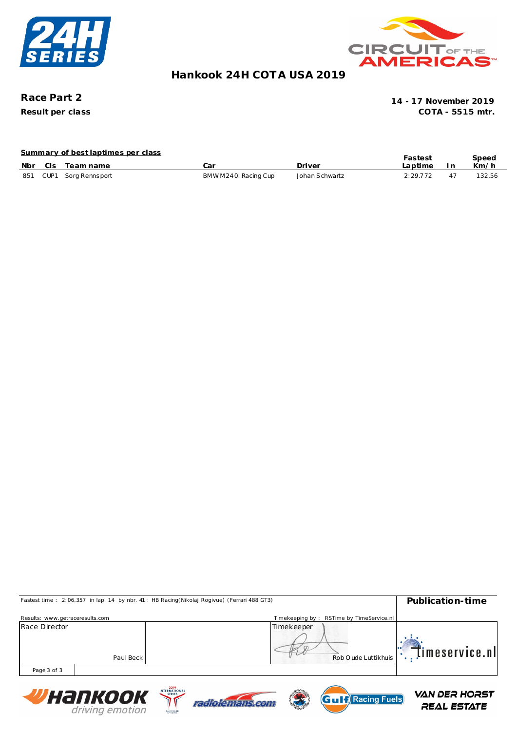# Hankook 24H COTA USA 2019

## Race Part 2

**Result per class**

**14 - 17 November 2019**
**COTA - 5515 mtr.**

**Summary of best laptimes per class**

| Nbr | Cls | Team name | Car | Driver | Fastest Laptime | In | Speed Km/h |
|---|---|---|---|---|---|---|---|
| 851 | CUP1 | Sorg Rennsport | BMW M240i Racing Cup | Johan Schwartz | 2:29.772 | 47 | 132.56 |

Fastest time : 2:06.357 in lap 14 by nbr. 41 : HB Racing(Nikolaj Rogivue) (Ferrari 488 GT3)

**Publication-time**

Results: www.getraceresults.com

Timekeeping by : RTime by TimeService.nl

| Race Director | Timekeeper |
|---|---|
| Paul Beck | Rob Oude Luttikhuis |